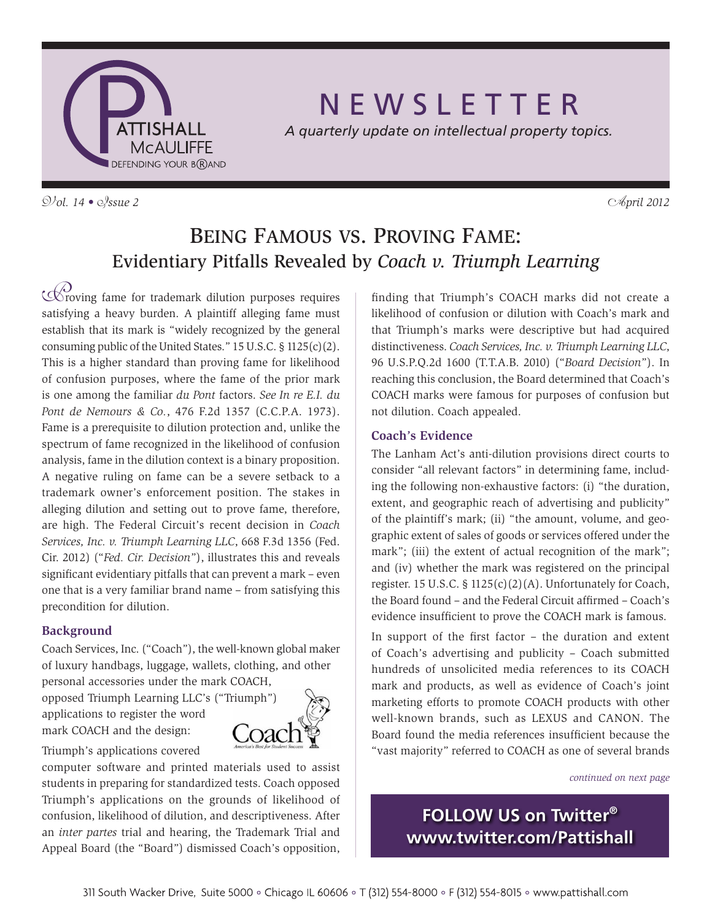# NEWSLETTER

*A quarterly update on intellectual property topics.*

*Vol. 14 • Issue 2* | *April 2012*

## Being Famous vs. Proving Fame: Evidentiary Pitfalls Revealed by *Coach v. Triumph Learning*

Proving fame for trademark dilution purposes requires satisfying a heavy burden. A plaintiff alleging fame must establish that its mark is "widely recognized by the general consuming public of the United States." 15 U.S.C. § 1125(c)(2). This is a higher standard than proving fame for likelihood of confusion purposes, where the fame of the prior mark is one among the familiar *du Pont* factors. *See In re E.I. du Pont de Nemours & Co.*, 476 F.2d 1357 (C.C.P.A. 1973). Fame is a prerequisite to dilution protection and, unlike the spectrum of fame recognized in the likelihood of confusion analysis, fame in the dilution context is a binary proposition. A negative ruling on fame can be a severe setback to a trademark owner's enforcement position. The stakes in alleging dilution and setting out to prove fame, therefore, are high. The Federal Circuit's recent decision in *Coach Services, Inc. v. Triumph Learning LLC*, 668 F.3d 1356 (Fed. Cir. 2012) ("*Fed. Cir. Decision*"), illustrates this and reveals significant evidentiary pitfalls that can prevent a mark – even one that is a very familiar brand name – from satisfying this precondition for dilution.

### Background

Coach Services, Inc. ("Coach"), the well-known global maker of luxury handbags, luggage, wallets, clothing, and other personal accessories under the mark COACH, opposed Triumph Learning LLC's ("Triumph") applications to register the word mark COACH and the design:

Triumph's applications covered computer software and printed materials used to assist students in preparing for standardized tests. Coach opposed Triumph's applications on the grounds of likelihood of confusion, likelihood of dilution, and descriptiveness. After an *inter partes* trial and hearing, the Trademark Trial and Appeal Board (the "Board") dismissed Coach's opposition, finding that Triumph's COACH marks did not create a likelihood of confusion or dilution with Coach's mark and that Triumph's marks were descriptive but had acquired distinctiveness. *Coach Services, Inc. v. Triumph Learning LLC*, 96 U.S.P.Q.2d 1600 (T.T.A.B. 2010) ("*Board Decision*"). In reaching this conclusion, the Board determined that Coach's COACH marks were famous for purposes of confusion but not dilution. Coach appealed.

### Coach's Evidence

The Lanham Act's anti-dilution provisions direct courts to consider "all relevant factors" in determining fame, including the following non-exhaustive factors: (i) "the duration, extent, and geographic reach of advertising and publicity" of the plaintiff's mark; (ii) "the amount, volume, and geographic extent of sales of goods or services offered under the mark"; (iii) the extent of actual recognition of the mark"; and (iv) whether the mark was registered on the principal register. 15 U.S.C. § 1125(c)(2)(A). Unfortunately for Coach, the Board found – and the Federal Circuit affirmed – Coach's evidence insufficient to prove the COACH mark is famous.

In support of the first factor – the duration and extent of Coach's advertising and publicity – Coach submitted hundreds of unsolicited media references to its COACH mark and products, as well as evidence of Coach's joint marketing efforts to promote COACH products with other well-known brands, such as LEXUS and CANON. The Board found the media references insufficient because the "vast majority" referred to COACH as one of several brands

*continued on next page*

**FOLLOW US on Twitter®**
**www.twitter.com/Pattishall**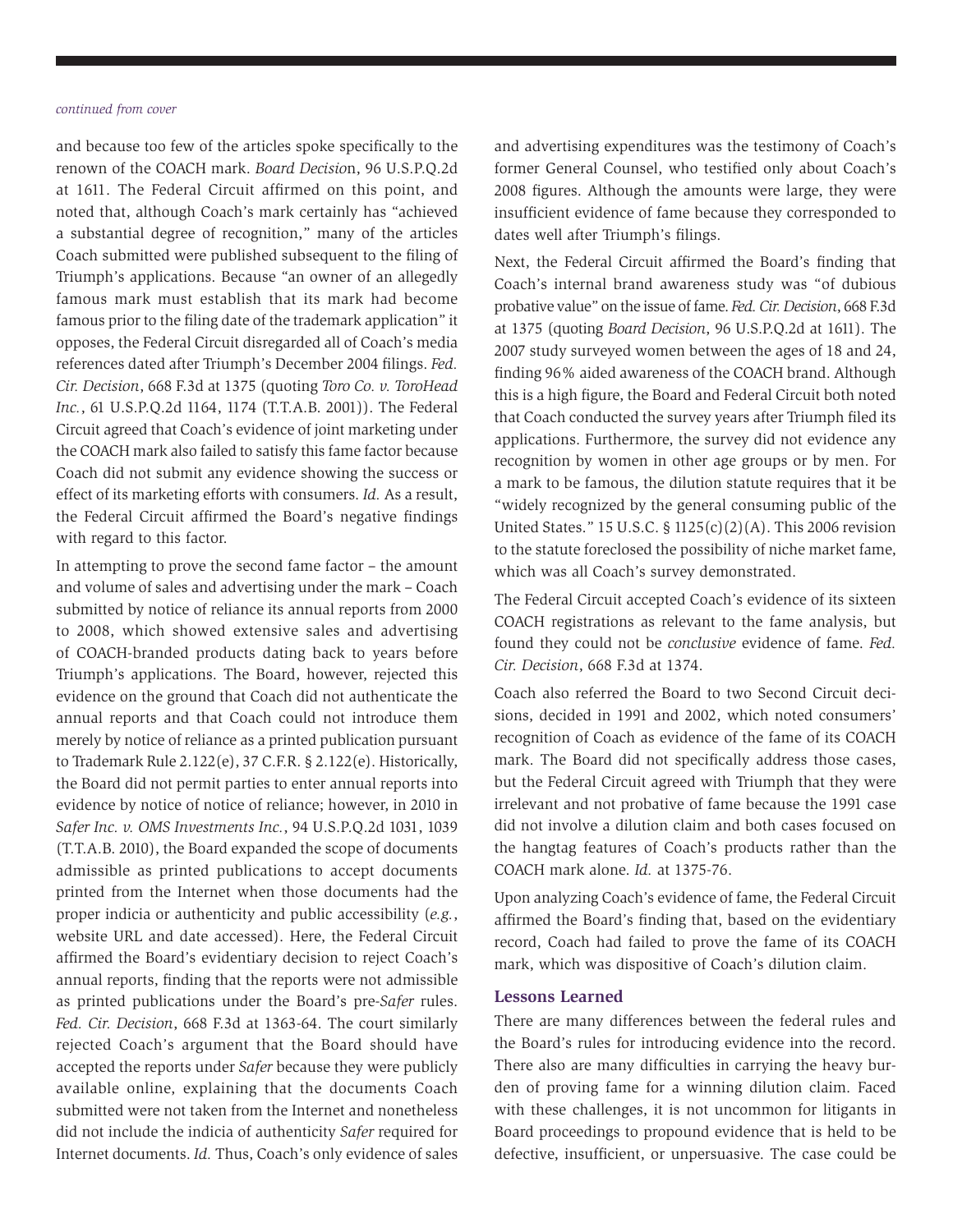*continued from cover*

and because too few of the articles spoke specifically to the renown of the COACH mark. *Board Decision*, 96 U.S.P.Q.2d at 1611. The Federal Circuit affirmed on this point, and noted that, although Coach's mark certainly has "achieved a substantial degree of recognition," many of the articles Coach submitted were published subsequent to the filing of Triumph's applications. Because "an owner of an allegedly famous mark must establish that its mark had become famous prior to the filing date of the trademark application" it opposes, the Federal Circuit disregarded all of Coach's media references dated after Triumph's December 2004 filings. *Fed. Cir. Decision*, 668 F.3d at 1375 (quoting *Toro Co. v. ToroHead Inc.*, 61 U.S.P.Q.2d 1164, 1174 (T.T.A.B. 2001)). The Federal Circuit agreed that Coach's evidence of joint marketing under the COACH mark also failed to satisfy this fame factor because Coach did not submit any evidence showing the success or effect of its marketing efforts with consumers. *Id.* As a result, the Federal Circuit affirmed the Board's negative findings with regard to this factor.

In attempting to prove the second fame factor – the amount and volume of sales and advertising under the mark – Coach submitted by notice of reliance its annual reports from 2000 to 2008, which showed extensive sales and advertising of COACH-branded products dating back to years before Triumph's applications. The Board, however, rejected this evidence on the ground that Coach did not authenticate the annual reports and that Coach could not introduce them merely by notice of reliance as a printed publication pursuant to Trademark Rule 2.122(e), 37 C.F.R. § 2.122(e). Historically, the Board did not permit parties to enter annual reports into evidence by notice of notice of reliance; however, in 2010 in *Safer Inc. v. OMS Investments Inc.*, 94 U.S.P.Q.2d 1031, 1039 (T.T.A.B. 2010), the Board expanded the scope of documents admissible as printed publications to accept documents printed from the Internet when those documents had the proper indicia or authenticity and public accessibility (*e.g.*, website URL and date accessed). Here, the Federal Circuit affirmed the Board's evidentiary decision to reject Coach's annual reports, finding that the reports were not admissible as printed publications under the Board's pre-*Safer* rules. *Fed. Cir. Decision*, 668 F.3d at 1363-64. The court similarly rejected Coach's argument that the Board should have accepted the reports under *Safer* because they were publicly available online, explaining that the documents Coach submitted were not taken from the Internet and nonetheless did not include the indicia of authenticity *Safer* required for Internet documents. *Id.* Thus, Coach's only evidence of sales and advertising expenditures was the testimony of Coach's former General Counsel, who testified only about Coach's 2008 figures. Although the amounts were large, they were insufficient evidence of fame because they corresponded to dates well after Triumph's filings.

Next, the Federal Circuit affirmed the Board's finding that Coach's internal brand awareness study was "of dubious probative value" on the issue of fame. *Fed. Cir. Decision*, 668 F.3d at 1375 (quoting *Board Decision*, 96 U.S.P.Q.2d at 1611). The 2007 study surveyed women between the ages of 18 and 24, finding 96% aided awareness of the COACH brand. Although this is a high figure, the Board and Federal Circuit both noted that Coach conducted the survey years after Triumph filed its applications. Furthermore, the survey did not evidence any recognition by women in other age groups or by men. For a mark to be famous, the dilution statute requires that it be "widely recognized by the general consuming public of the United States." 15 U.S.C. § 1125(c)(2)(A). This 2006 revision to the statute foreclosed the possibility of niche market fame, which was all Coach's survey demonstrated.

The Federal Circuit accepted Coach's evidence of its sixteen COACH registrations as relevant to the fame analysis, but found they could not be *conclusive* evidence of fame. *Fed. Cir. Decision*, 668 F.3d at 1374.

Coach also referred the Board to two Second Circuit decisions, decided in 1991 and 2002, which noted consumers' recognition of Coach as evidence of the fame of its COACH mark. The Board did not specifically address those cases, but the Federal Circuit agreed with Triumph that they were irrelevant and not probative of fame because the 1991 case did not involve a dilution claim and both cases focused on the hangtag features of Coach's products rather than the COACH mark alone. *Id.* at 1375-76.

Upon analyzing Coach's evidence of fame, the Federal Circuit affirmed the Board's finding that, based on the evidentiary record, Coach had failed to prove the fame of its COACH mark, which was dispositive of Coach's dilution claim.

### Lessons Learned

There are many differences between the federal rules and the Board's rules for introducing evidence into the record. There also are many difficulties in carrying the heavy burden of proving fame for a winning dilution claim. Faced with these challenges, it is not uncommon for litigants in Board proceedings to propound evidence that is held to be defective, insufficient, or unpersuasive. The case could be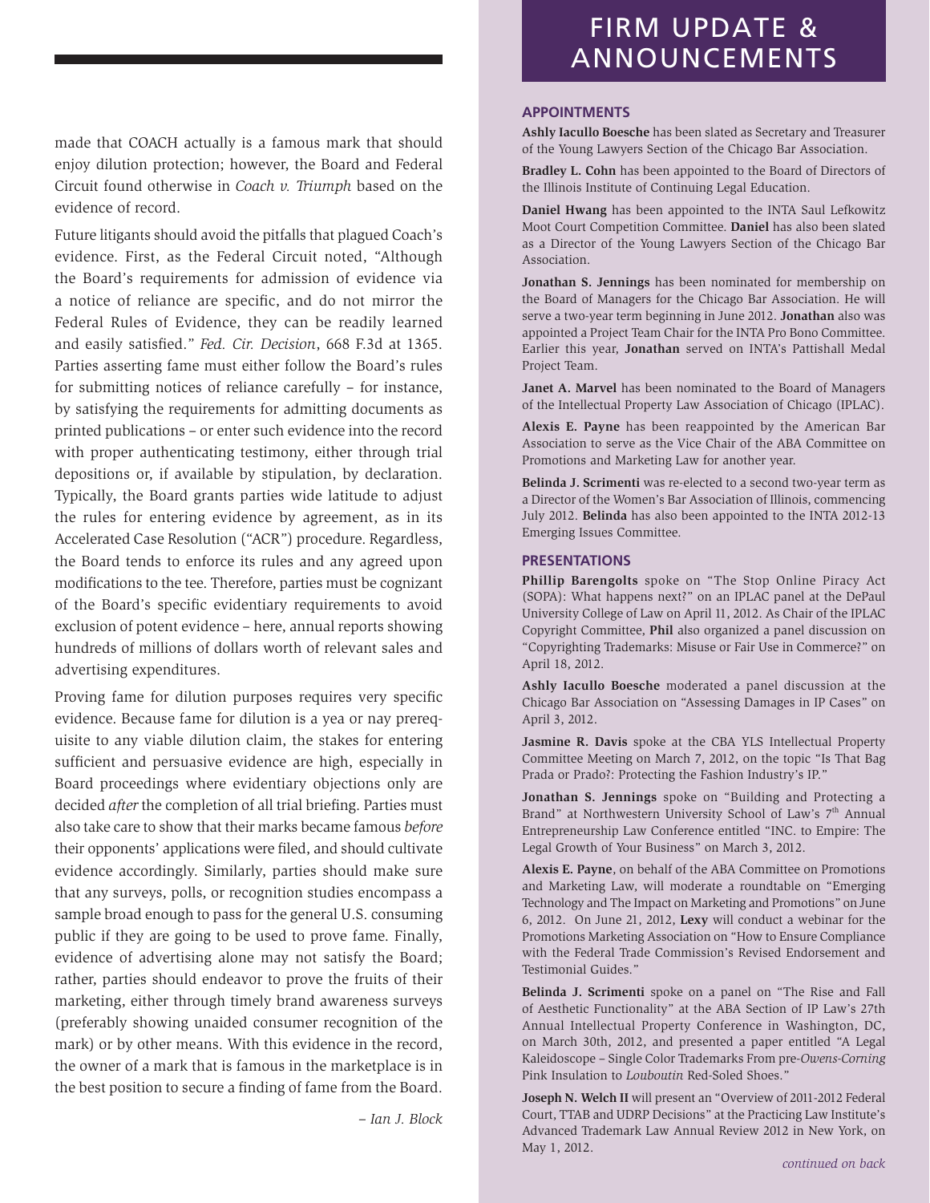made that COACH actually is a famous mark that should enjoy dilution protection; however, the Board and Federal Circuit found otherwise in *Coach v. Triumph* based on the evidence of record.

Future litigants should avoid the pitfalls that plagued Coach's evidence. First, as the Federal Circuit noted, "Although the Board's requirements for admission of evidence via a notice of reliance are specific, and do not mirror the Federal Rules of Evidence, they can be readily learned and easily satisfied." *Fed. Cir. Decision*, 668 F.3d at 1365. Parties asserting fame must either follow the Board's rules for submitting notices of reliance carefully – for instance, by satisfying the requirements for admitting documents as printed publications – or enter such evidence into the record with proper authenticating testimony, either through trial depositions or, if available by stipulation, by declaration. Typically, the Board grants parties wide latitude to adjust the rules for entering evidence by agreement, as in its Accelerated Case Resolution ("ACR") procedure. Regardless, the Board tends to enforce its rules and any agreed upon modifications to the tee. Therefore, parties must be cognizant of the Board's specific evidentiary requirements to avoid exclusion of potent evidence – here, annual reports showing hundreds of millions of dollars worth of relevant sales and advertising expenditures.

Proving fame for dilution purposes requires very specific evidence. Because fame for dilution is a yea or nay prerequisite to any viable dilution claim, the stakes for entering sufficient and persuasive evidence are high, especially in Board proceedings where evidentiary objections only are decided *after* the completion of all trial briefing. Parties must also take care to show that their marks became famous *before* their opponents' applications were filed, and should cultivate evidence accordingly. Similarly, parties should make sure that any surveys, polls, or recognition studies encompass a sample broad enough to pass for the general U.S. consuming public if they are going to be used to prove fame. Finally, evidence of advertising alone may not satisfy the Board; rather, parties should endeavor to prove the fruits of their marketing, either through timely brand awareness surveys (preferably showing unaided consumer recognition of the mark) or by other means. With this evidence in the record, the owner of a mark that is famous in the marketplace is in the best position to secure a finding of fame from the Board.

*– Ian J. Block*

# FIRM UPDATE & ANNOUNCEMENTS

## APPOINTMENTS

**Ashly Iacullo Boesche** has been slated as Secretary and Treasurer of the Young Lawyers Section of the Chicago Bar Association.

**Bradley L. Cohn** has been appointed to the Board of Directors of the Illinois Institute of Continuing Legal Education.

**Daniel Hwang** has been appointed to the INTA Saul Lefkowitz Moot Court Competition Committee. **Daniel** has also been slated as a Director of the Young Lawyers Section of the Chicago Bar Association.

**Jonathan S. Jennings** has been nominated for membership on the Board of Managers for the Chicago Bar Association. He will serve a two-year term beginning in June 2012. **Jonathan** also was appointed a Project Team Chair for the INTA Pro Bono Committee. Earlier this year, **Jonathan** served on INTA's Pattishall Medal Project Team.

**Janet A. Marvel** has been nominated to the Board of Managers of the Intellectual Property Law Association of Chicago (IPLAC).

**Alexis E. Payne** has been reappointed by the American Bar Association to serve as the Vice Chair of the ABA Committee on Promotions and Marketing Law for another year.

**Belinda J. Scrimenti** was re-elected to a second two-year term as a Director of the Women's Bar Association of Illinois, commencing July 2012. **Belinda** has also been appointed to the INTA 2012-13 Emerging Issues Committee.

## PRESENTATIONS

**Phillip Barengolts** spoke on "The Stop Online Piracy Act (SOPA): What happens next?" on an IPLAC panel at the DePaul University College of Law on April 11, 2012. As Chair of the IPLAC Copyright Committee, **Phil** also organized a panel discussion on "Copyrighting Trademarks: Misuse or Fair Use in Commerce?" on April 18, 2012.

**Ashly Iacullo Boesche** moderated a panel discussion at the Chicago Bar Association on "Assessing Damages in IP Cases" on April 3, 2012.

**Jasmine R. Davis** spoke at the CBA YLS Intellectual Property Committee Meeting on March 7, 2012, on the topic "Is That Bag Prada or Prado?: Protecting the Fashion Industry's IP."

**Jonathan S. Jennings** spoke on "Building and Protecting a Brand" at Northwestern University School of Law's 7th Annual Entrepreneurship Law Conference entitled "INC. to Empire: The Legal Growth of Your Business" on March 3, 2012.

**Alexis E. Payne**, on behalf of the ABA Committee on Promotions and Marketing Law, will moderate a roundtable on "Emerging Technology and The Impact on Marketing and Promotions" on June 6, 2012. On June 21, 2012, **Lexy** will conduct a webinar for the Promotions Marketing Association on "How to Ensure Compliance with the Federal Trade Commission's Revised Endorsement and Testimonial Guides."

**Belinda J. Scrimenti** spoke on a panel on "The Rise and Fall of Aesthetic Functionality" at the ABA Section of IP Law's 27th Annual Intellectual Property Conference in Washington, DC, on March 30th, 2012, and presented a paper entitled "A Legal Kaleidoscope – Single Color Trademarks From pre-*Owens-Corning* Pink Insulation to *Louboutin* Red-Soled Shoes."

**Joseph N. Welch II** will present an "Overview of 2011-2012 Federal Court, TTAB and UDRP Decisions" at the Practicing Law Institute's Advanced Trademark Law Annual Review 2012 in New York, on May 1, 2012.

*continued on back*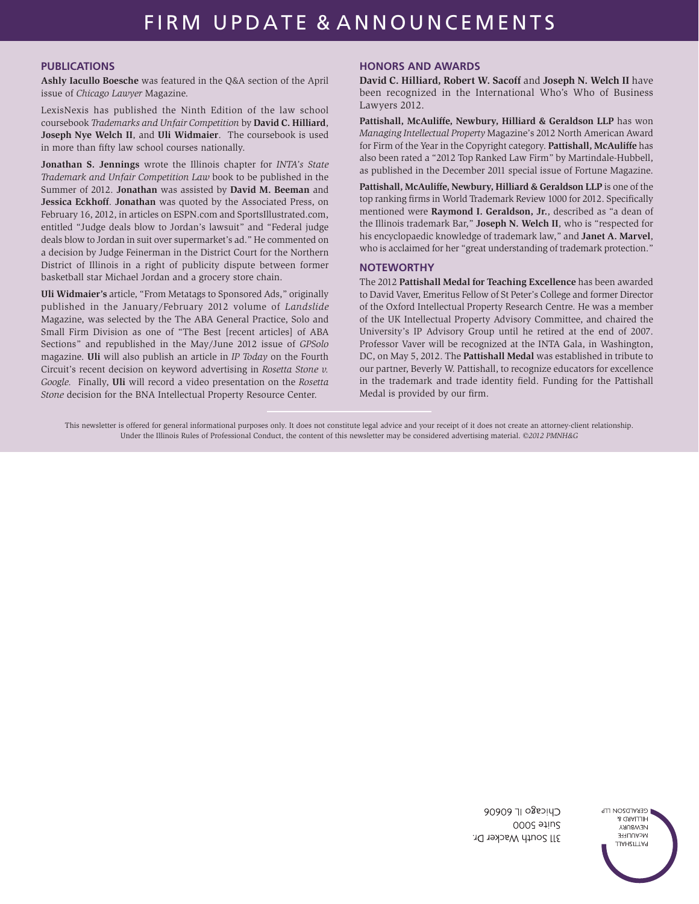# FIRM UPDATE & ANNOUNCEMENTS

## PUBLICATIONS

**Ashly Iacullo Boesche** was featured in the Q&A section of the April issue of *Chicago Lawyer* Magazine.

LexisNexis has published the Ninth Edition of the law school coursebook *Trademarks and Unfair Competition* by **David C. Hilliard**, **Joseph Nye Welch II**, and **Uli Widmaier**. The coursebook is used in more than fifty law school courses nationally.

**Jonathan S. Jennings** wrote the Illinois chapter for *INTA's State Trademark and Unfair Competition Law* book to be published in the Summer of 2012. **Jonathan** was assisted by **David M. Beeman** and **Jessica Eckhoff**. **Jonathan** was quoted by the Associated Press, on February 16, 2012, in articles on ESPN.com and SportsIllustrated.com, entitled "Judge deals blow to Jordan's lawsuit" and "Federal judge deals blow to Jordan in suit over supermarket's ad." He commented on a decision by Judge Feinerman in the District Court for the Northern District of Illinois in a right of publicity dispute between former basketball star Michael Jordan and a grocery store chain.

**Uli Widmaier's** article, "From Metatags to Sponsored Ads," originally published in the January/February 2012 volume of *Landslide* Magazine, was selected by the The ABA General Practice, Solo and Small Firm Division as one of "The Best [recent articles] of ABA Sections" and republished in the May/June 2012 issue of *GPSolo* magazine. **Uli** will also publish an article in *IP Today* on the Fourth Circuit's recent decision on keyword advertising in *Rosetta Stone v. Google.* Finally, **Uli** will record a video presentation on the *Rosetta Stone* decision for the BNA Intellectual Property Resource Center.

## HONORS AND AWARDS

**David C. Hilliard, Robert W. Sacoff** and **Joseph N. Welch II** have been recognized in the International Who's Who of Business Lawyers 2012.

**Pattishall, McAuliffe, Newbury, Hilliard & Geraldson LLP** has won *Managing Intellectual Property* Magazine's 2012 North American Award for Firm of the Year in the Copyright category. **Pattishall, McAuliffe** has also been rated a "2012 Top Ranked Law Firm" by Martindale-Hubbell, as published in the December 2011 special issue of Fortune Magazine.

**Pattishall, McAuliffe, Newbury, Hilliard & Geraldson LLP** is one of the top ranking firms in World Trademark Review 1000 for 2012. Specifically mentioned were **Raymond I. Geraldson, Jr.**, described as "a dean of the Illinois trademark Bar," **Joseph N. Welch II**, who is "respected for his encyclopaedic knowledge of trademark law," and **Janet A. Marvel**, who is acclaimed for her "great understanding of trademark protection."

## NOTEWORTHY

The 2012 **Pattishall Medal for Teaching Excellence** has been awarded to David Vaver, Emeritus Fellow of St Peter's College and former Director of the Oxford Intellectual Property Research Centre. He was a member of the UK Intellectual Property Advisory Committee, and chaired the University's IP Advisory Group until he retired at the end of 2007. Professor Vaver will be recognized at the INTA Gala, in Washington, DC, on May 5, 2012. The **Pattishall Medal** was established in tribute to our partner, Beverly W. Pattishall, to recognize educators for excellence in the trademark and trade identity field. Funding for the Pattishall Medal is provided by our firm.

---

This newsletter is offered for general informational purposes only. It does not constitute legal advice and your receipt of it does not create an attorney-client relationship. Under the Illinois Rules of Professional Conduct, the content of this newsletter may be considered advertising material. *©2012 PMNH&G*

PATTISHALL
McAULIFFE
NEWBURY
HILLIARD &
GERALDSON LLP

311 South Wacker Dr.
Suite 5000
Chicago IL 60606